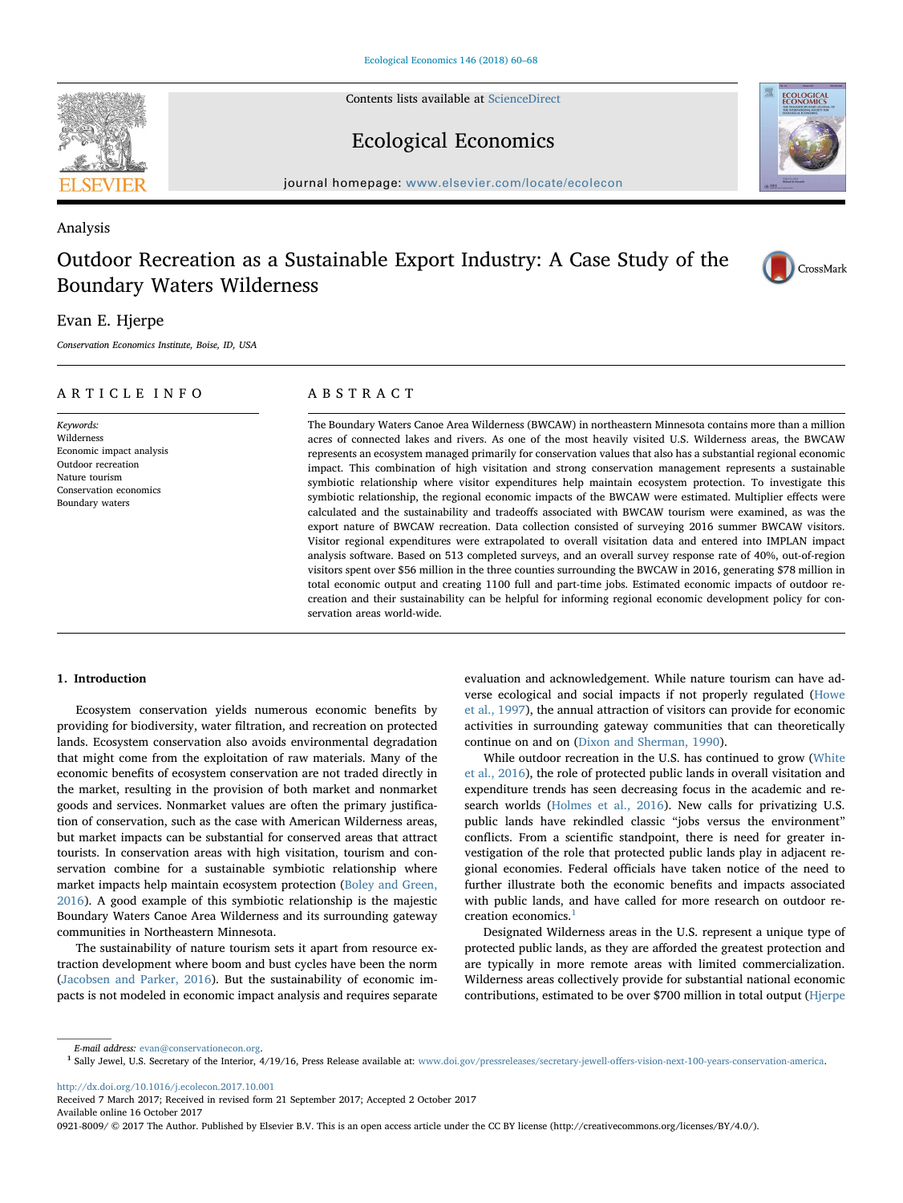Contents lists available at ScienceDirect

# Ecological Economics

journal homepage: www.elsevier.com/locate/ecolecon

Analysis

# Outdoor Recreation as a Sustainable Export Industry: A Case Study of the Boundary Waters Wilderness

Evan E. Hjerpe

*Conservation Economics Institute, Boise, ID, USA*

## ARTICLE INFO

*Keywords:*
Wilderness
Economic impact analysis
Outdoor recreation
Nature tourism
Conservation economics
Boundary waters

## ABSTRACT

The Boundary Waters Canoe Area Wilderness (BWCAW) in northeastern Minnesota contains more than a million acres of connected lakes and rivers. As one of the most heavily visited U.S. Wilderness areas, the BWCAW represents an ecosystem managed primarily for conservation values that also has a substantial regional economic impact. This combination of high visitation and strong conservation management represents a sustainable symbiotic relationship where visitor expenditures help maintain ecosystem protection. To investigate this symbiotic relationship, the regional economic impacts of the BWCAW were estimated. Multiplier effects were calculated and the sustainability and tradeoffs associated with BWCAW tourism were examined, as was the export nature of BWCAW recreation. Data collection consisted of surveying 2016 summer BWCAW visitors. Visitor regional expenditures were extrapolated to overall visitation data and entered into IMPLAN impact analysis software. Based on 513 completed surveys, and an overall survey response rate of 40%, out-of-region visitors spent over $56 million in the three counties surrounding the BWCAW in 2016, generating $78 million in total economic output and creating 1100 full and part-time jobs. Estimated economic impacts of outdoor recreation and their sustainability can be helpful for informing regional economic development policy for conservation areas world-wide.

## 1. Introduction

Ecosystem conservation yields numerous economic benefits by providing for biodiversity, water filtration, and recreation on protected lands. Ecosystem conservation also avoids environmental degradation that might come from the exploitation of raw materials. Many of the economic benefits of ecosystem conservation are not traded directly in the market, resulting in the provision of both market and nonmarket goods and services. Nonmarket values are often the primary justification of conservation, such as the case with American Wilderness areas, but market impacts can be substantial for conserved areas that attract tourists. In conservation areas with high visitation, tourism and conservation combine for a sustainable symbiotic relationship where market impacts help maintain ecosystem protection (Boley and Green, 2016). A good example of this symbiotic relationship is the majestic Boundary Waters Canoe Area Wilderness and its surrounding gateway communities in Northeastern Minnesota.

The sustainability of nature tourism sets it apart from resource extraction development where boom and bust cycles have been the norm (Jacobsen and Parker, 2016). But the sustainability of economic impacts is not modeled in economic impact analysis and requires separate evaluation and acknowledgement. While nature tourism can have adverse ecological and social impacts if not properly regulated (Howe et al., 1997), the annual attraction of visitors can provide for economic activities in surrounding gateway communities that can theoretically continue on and on (Dixon and Sherman, 1990).

While outdoor recreation in the U.S. has continued to grow (White et al., 2016), the role of protected public lands in overall visitation and expenditure trends has seen decreasing focus in the academic and research worlds (Holmes et al., 2016). New calls for privatizing U.S. public lands have rekindled classic "jobs versus the environment" conflicts. From a scientific standpoint, there is need for greater investigation of the role that protected public lands play in adjacent regional economies. Federal officials have taken notice of the need to further illustrate both the economic benefits and impacts associated with public lands, and have called for more research on outdoor recreation economics.[1]

Designated Wilderness areas in the U.S. represent a unique type of protected public lands, as they are afforded the greatest protection and are typically in more remote areas with limited commercialization. Wilderness areas collectively provide for substantial national economic contributions, estimated to be over $700 million in total output (Hjerpe

*E-mail address:* evan@conservationecon.org.

[1] Sally Jewel, U.S. Secretary of the Interior, 4/19/16, Press Release available at: www.doi.gov/pressreleases/secretary-jewell-offers-vision-next-100-years-conservation-america.

http://dx.doi.org/10.1016/j.ecolecon.2017.10.001
Received 7 March 2017; Received in revised form 21 September 2017; Accepted 2 October 2017
Available online 16 October 2017
0921-8009/ © 2017 The Author. Published by Elsevier B.V. This is an open access article under the CC BY license (http://creativecommons.org/licenses/BY/4.0/).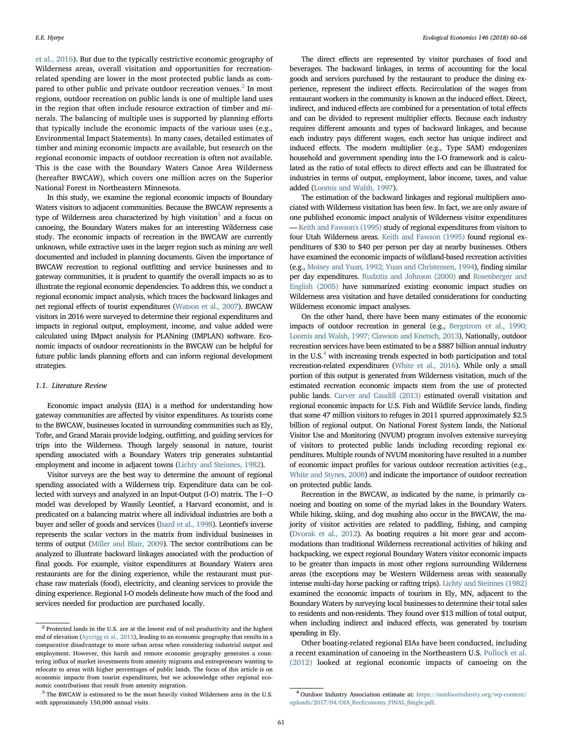et al., 2016). But due to the typically restrictive economic geography of Wilderness areas, overall visitation and opportunities for recreation-related spending are lower in the most protected public lands as compared to other public and private outdoor recreation venues.[2] In most regions, outdoor recreation on public lands is one of multiple land uses in the region that often include resource extraction of timber and minerals. The balancing of multiple uses is supported by planning efforts that typically include the economic impacts of the various uses (e.g., Environmental Impact Statements). In many cases, detailed estimates of timber and mining economic impacts are available, but research on the regional economic impacts of outdoor recreation is often not available. This is the case with the Boundary Waters Canoe Area Wilderness (hereafter BWCAW), which covers one million acres on the Superior National Forest in Northeastern Minnesota.

In this study, we examine the regional economic impacts of Boundary Waters visitors to adjacent communities. Because the BWCAW represents a type of Wilderness area characterized by high visitation[3] and a focus on canoeing, the Boundary Waters makes for an interesting Wilderness case study. The economic impacts of recreation in the BWCAW are currently unknown, while extractive uses in the larger region such as mining are well documented and included in planning documents. Given the importance of BWCAW recreation to regional outfitting and service businesses and to gateway communities, it is prudent to quantify the overall impacts so as to illustrate the regional economic dependencies. To address this, we conduct a regional economic impact analysis, which traces the backward linkages and net regional effects of tourist expenditures (Watson et al., 2007). BWCAW visitors in 2016 were surveyed to determine their regional expenditures and impacts in regional output, employment, income, and value added were calculated using IMPact analysis for PLANning (IMPLAN) software. Economic impacts of outdoor recreationists in the BWCAW can be helpful for future public lands planning efforts and can inform regional development strategies.

### 1.1. Literature Review

Economic impact analysis (EIA) is a method for understanding how gateway communities are affected by visitor expenditures. As tourists come to the BWCAW, businesses located in surrounding communities such as Ely, Tofte, and Grand Marais provide lodging, outfitting, and guiding services for trips into the Wilderness. Though largely seasonal in nature, tourist spending associated with a Boundary Waters trip generates substantial employment and income in adjacent towns (Lichty and Steinnes, 1982).

Visitor surveys are the best way to determine the amount of regional spending associated with a Wilderness trip. Expenditure data can be collected with surveys and analyzed in an Input-Output (I-O) matrix. The I—O model was developed by Wassily Leontief, a Harvard economist, and is predicated on a balancing matrix where all individual industries are both a buyer and seller of goods and services (Isard et al., 1998). Leontief's inverse represents the scalar vectors in the matrix from individual businesses in terms of output (Miller and Blair, 2009). The sector contributions can be analyzed to illustrate backward linkages associated with the production of final goods. For example, visitor expenditures at Boundary Waters area restaurants are for the dining experience, while the restaurant must purchase raw materials (food), electricity, and cleaning services to provide the dining experience. Regional I-O models delineate how much of the food and services needed for production are purchased locally.

The direct effects are represented by visitor purchases of food and beverages. The backward linkages, in terms of accounting for the local goods and services purchased by the restaurant to produce the dining experience, represent the indirect effects. Recirculation of the wages from restaurant workers in the community is known as the induced effect. Direct, indirect, and induced effects are combined for a presentation of total effects and can be divided to represent multiplier effects. Because each industry requires different amounts and types of backward linkages, and because each industry pays different wages, each sector has unique indirect and induced effects. The modern multiplier (e.g., Type SAM) endogenizes household and government spending into the I-O framework and is calculated as the ratio of total effects to direct effects and can be illustrated for industries in terms of output, employment, labor income, taxes, and value added (Loomis and Walsh, 1997).

The estimation of the backward linkages and regional multipliers associated with Wilderness visitation has been few. In fact, we are only aware of one published economic impact analysis of Wilderness visitor expenditures — Keith and Fawson's (1995) study of regional expenditures from visitors to four Utah Wilderness areas. Keith and Fawson (1995) found regional expenditures of $30 to $40 per person per day at nearby businesses. Others have examined the economic impacts of wildland-based recreation activities (e.g., Moisey and Yuan, 1992; Yuan and Christensen, 1994), finding similar per day expenditures. Rudzitis and Johnson (2000) and Rosenberger and English (2005) have summarized existing economic impact studies on Wilderness area visitation and have detailed considerations for conducting Wilderness economic impact analyses.

On the other hand, there have been many estimates of the economic impacts of outdoor recreation in general (e.g., Bergstrom et al., 1990; Loomis and Walsh, 1997; Clawson and Knetsch, 2013). Nationally, outdoor recreation services have been estimated to be a $887 billion annual industry in the U.S.[4] with increasing trends expected in both participation and total recreation-related expenditures (White et al., 2016). While only a small portion of this output is generated from Wilderness visitation, much of the estimated recreation economic impacts stem from the use of protected public lands. Carver and Caudill (2013) estimated overall visitation and regional economic impacts for U.S. Fish and Wildlife Service lands, finding that some 47 million visitors to refuges in 2011 spurred approximately $2.5 billion of regional output. On National Forest System lands, the National Visitor Use and Monitoring (NVUM) program involves extensive surveying of visitors to protected public lands including recording regional expenditures. Multiple rounds of NVUM monitoring have resulted in a number of economic impact profiles for various outdoor recreation activities (e.g., White and Stynes, 2008) and indicate the importance of outdoor recreation on protected public lands.

Recreation in the BWCAW, as indicated by the name, is primarily canoeing and boating on some of the myriad lakes in the Boundary Waters. While hiking, skiing, and dog mushing also occur in the BWCAW, the majority of visitor activities are related to paddling, fishing, and camping (Dvorak et al., 2012). As boating requires a bit more gear and accommodations than traditional Wilderness recreational activities of hiking and backpacking, we expect regional Boundary Waters visitor economic impacts to be greater than impacts in most other regions surrounding Wilderness areas (the exceptions may be Western Wilderness areas with seasonally intense multi-day horse packing or rafting trips). Lichty and Steinnes (1982) examined the economic impacts of tourism in Ely, MN, adjacent to the Boundary Waters by surveying local businesses to determine their total sales to residents and non-residents. They found over $13 million of total output, when including indirect and induced effects, was generated by tourism spending in Ely.

Other boating-related regional EIAs have been conducted, including a recent examination of canoeing in the Northeastern U.S. Pollock et al. (2012) looked at regional economic impacts of canoeing on the

---

[2] Protected lands in the U.S. are at the lowest end of soil productivity and the highest end of elevation (Aycrigg et al., 2013), leading to an economic geography that results in a comparative disadvantage to more urban areas when considering industrial output and employment. However, this harsh and remote economic geography generates a countering influx of market investments from amenity migrants and entrepreneurs wanting to relocate to areas with higher percentages of public lands. The focus of this article is on economic impacts from tourist expenditures, but we acknowledge other regional economic contributions that result from amenity migration.

[3] The BWCAW is estimated to be the most heavily visited Wilderness area in the U.S. with approximately 150,000 annual visits.

[4] Outdoor Industry Association estimate at: https://outdoorindustry.org/wp-content/uploads/2017/04/OIA_RecEconomy_FINAL_Single.pdf.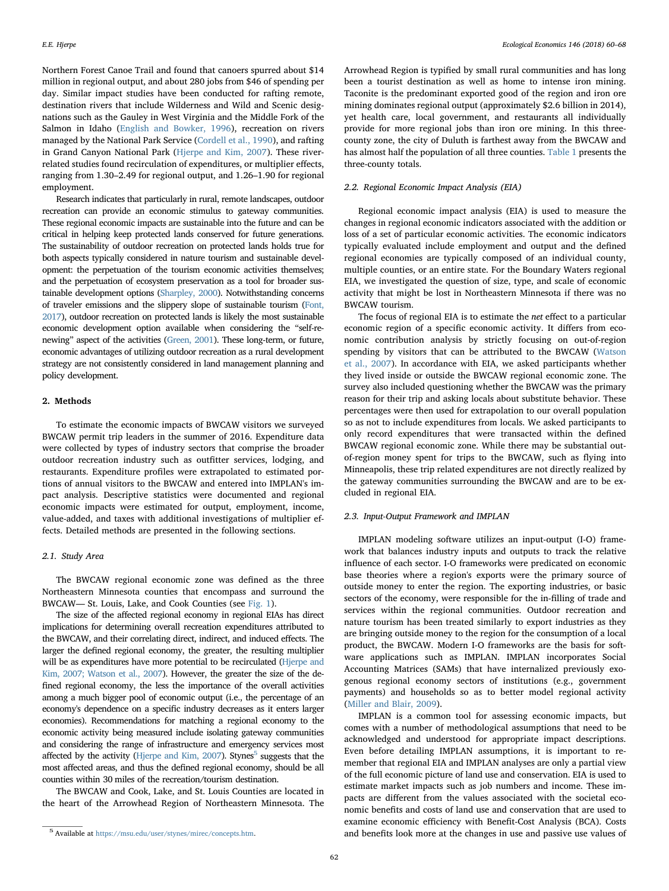Northern Forest Canoe Trail and found that canoers spurred about $14 million in regional output, and about 280 jobs from $46 of spending per day. Similar impact studies have been conducted for rafting remote, destination rivers that include Wilderness and Wild and Scenic designations such as the Gauley in West Virginia and the Middle Fork of the Salmon in Idaho (English and Bowker, 1996), recreation on rivers managed by the National Park Service (Cordell et al., 1990), and rafting in Grand Canyon National Park (Hjerpe and Kim, 2007). These river-related studies found recirculation of expenditures, or multiplier effects, ranging from 1.30–2.49 for regional output, and 1.26–1.90 for regional employment.

Research indicates that particularly in rural, remote landscapes, outdoor recreation can provide an economic stimulus to gateway communities. These regional economic impacts are sustainable into the future and can be critical in helping keep protected lands conserved for future generations. The sustainability of outdoor recreation on protected lands holds true for both aspects typically considered in nature tourism and sustainable development: the perpetuation of the tourism economic activities themselves; and the perpetuation of ecosystem preservation as a tool for broader sustainable development options (Sharpley, 2000). Notwithstanding concerns of traveler emissions and the slippery slope of sustainable tourism (Font, 2017), outdoor recreation on protected lands is likely the most sustainable economic development option available when considering the "self-renewing" aspect of the activities (Green, 2001). These long-term, or future, economic advantages of utilizing outdoor recreation as a rural development strategy are not consistently considered in land management planning and policy development.

## 2. Methods

To estimate the economic impacts of BWCAW visitors we surveyed BWCAW permit trip leaders in the summer of 2016. Expenditure data were collected by types of industry sectors that comprise the broader outdoor recreation industry such as outfitter services, lodging, and restaurants. Expenditure profiles were extrapolated to estimated portions of annual visitors to the BWCAW and entered into IMPLAN's impact analysis. Descriptive statistics were documented and regional economic impacts were estimated for output, employment, income, value-added, and taxes with additional investigations of multiplier effects. Detailed methods are presented in the following sections.

### 2.1. Study Area

The BWCAW regional economic zone was defined as the three Northeastern Minnesota counties that encompass and surround the BWCAW— St. Louis, Lake, and Cook Counties (see Fig. 1).

The size of the affected regional economy in regional EIAs has direct implications for determining overall recreation expenditures attributed to the BWCAW, and their correlating direct, indirect, and induced effects. The larger the defined regional economy, the greater, the resulting multiplier will be as expenditures have more potential to be recirculated (Hjerpe and Kim, 2007; Watson et al., 2007). However, the greater the size of the defined regional economy, the less the importance of the overall activities among a much bigger pool of economic output (i.e., the percentage of an economy's dependence on a specific industry decreases as it enters larger economies). Recommendations for matching a regional economy to the economic activity being measured include isolating gateway communities and considering the range of infrastructure and emergency services most affected by the activity (Hjerpe and Kim, 2007). Stynes[5] suggests that the most affected areas, and thus the defined regional economy, should be all counties within 30 miles of the recreation/tourism destination.

The BWCAW and Cook, Lake, and St. Louis Counties are located in the heart of the Arrowhead Region of Northeastern Minnesota. The Arrowhead Region is typified by small rural communities and has long been a tourist destination as well as home to intense iron mining. Taconite is the predominant exported good of the region and iron ore mining dominates regional output (approximately $2.6 billion in 2014), yet health care, local government, and restaurants all individually provide for more regional jobs than iron ore mining. In this three-county zone, the city of Duluth is farthest away from the BWCAW and has almost half the population of all three counties. Table 1 presents the three-county totals.

### 2.2. Regional Economic Impact Analysis (EIA)

Regional economic impact analysis (EIA) is used to measure the changes in regional economic indicators associated with the addition or loss of a set of particular economic activities. The economic indicators typically evaluated include employment and output and the defined regional economies are typically composed of an individual county, multiple counties, or an entire state. For the Boundary Waters regional EIA, we investigated the question of size, type, and scale of economic activity that might be lost in Northeastern Minnesota if there was no BWCAW tourism.

The focus of regional EIA is to estimate the *net* effect to a particular economic region of a specific economic activity. It differs from economic contribution analysis by strictly focusing on out-of-region spending by visitors that can be attributed to the BWCAW (Watson et al., 2007). In accordance with EIA, we asked participants whether they lived inside or outside the BWCAW regional economic zone. The survey also included questioning whether the BWCAW was the primary reason for their trip and asking locals about substitute behavior. These percentages were then used for extrapolation to our overall population so as not to include expenditures from locals. We asked participants to only record expenditures that were transacted within the defined BWCAW regional economic zone. While there may be substantial out-of-region money spent for trips to the BWCAW, such as flying into Minneapolis, these trip related expenditures are not directly realized by the gateway communities surrounding the BWCAW and are to be excluded in regional EIA.

### 2.3. Input-Output Framework and IMPLAN

IMPLAN modeling software utilizes an input-output (I-O) framework that balances industry inputs and outputs to track the relative influence of each sector. I-O frameworks were predicated on economic base theories where a region's exports were the primary source of outside money to enter the region. The exporting industries, or basic sectors of the economy, were responsible for the in-filling of trade and services within the regional communities. Outdoor recreation and nature tourism has been treated similarly to export industries as they are bringing outside money to the region for the consumption of a local product, the BWCAW. Modern I-O frameworks are the basis for software applications such as IMPLAN. IMPLAN incorporates Social Accounting Matrices (SAMs) that have internalized previously exogenous regional economy sectors of institutions (e.g., government payments) and households so as to better model regional activity (Miller and Blair, 2009).

IMPLAN is a common tool for assessing economic impacts, but comes with a number of methodological assumptions that need to be acknowledged and understood for appropriate impact descriptions. Even before detailing IMPLAN assumptions, it is important to remember that regional EIA and IMPLAN analyses are only a partial view of the full economic picture of land use and conservation. EIA is used to estimate market impacts such as job numbers and income. These impacts are different from the values associated with the societal economic benefits and costs of land use and conservation that are used to examine economic efficiency with Benefit-Cost Analysis (BCA). Costs and benefits look more at the changes in use and passive use values of

[5] Available at https://msu.edu/user/stynes/mirec/concepts.htm.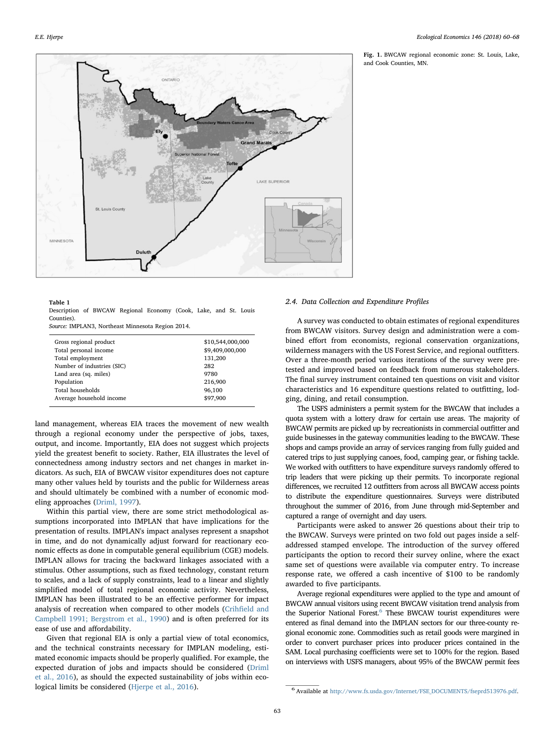Fig. 1. BWCAW regional economic zone: St. Louis, Lake, and Cook Counties, MN.

Table 1
Description of BWCAW Regional Economy (Cook, Lake, and St. Louis Counties).
*Source:* IMPLAN3, Northeast Minnesota Region 2014.

| | |
|---|---|
| Gross regional product | $10,544,000,000 |
| Total personal income | $9,409,000,000 |
| Total employment | 131,200 |
| Number of industries (SIC) | 282 |
| Land area (sq. miles) | 9780 |
| Population | 216,900 |
| Total households | 96,100 |
| Average household income | $97,900 |

land management, whereas EIA traces the movement of new wealth through a regional economy under the perspective of jobs, taxes, output, and income. Importantly, EIA does not suggest which projects yield the greatest benefit to society. Rather, EIA illustrates the level of connectedness among industry sectors and net changes in market indicators. As such, EIA of BWCAW visitor expenditures does not capture many other values held by tourists and the public for Wilderness areas and should ultimately be combined with a number of economic modeling approaches (Driml, 1997).

Within this partial view, there are some strict methodological assumptions incorporated into IMPLAN that have implications for the presentation of results. IMPLAN's impact analyses represent a snapshot in time, and do not dynamically adjust forward for reactionary economic effects as done in computable general equilibrium (CGE) models. IMPLAN allows for tracing the backward linkages associated with a stimulus. Other assumptions, such as fixed technology, constant return to scales, and a lack of supply constraints, lead to a linear and slightly simplified model of total regional economic activity. Nevertheless, IMPLAN has been illustrated to be an effective performer for impact analysis of recreation when compared to other models (Crihfield and Campbell 1991; Bergstrom et al., 1990) and is often preferred for its ease of use and affordability.

Given that regional EIA is only a partial view of total economics, and the technical constraints necessary for IMPLAN modeling, estimated economic impacts should be properly qualified. For example, the expected duration of jobs and impacts should be considered (Driml et al., 2016), as should the expected sustainability of jobs within ecological limits be considered (Hjerpe et al., 2016).

### 2.4. Data Collection and Expenditure Profiles

A survey was conducted to obtain estimates of regional expenditures from BWCAW visitors. Survey design and administration were a combined effort from economists, regional conservation organizations, wilderness managers with the US Forest Service, and regional outfitters. Over a three-month period various iterations of the survey were pretested and improved based on feedback from numerous stakeholders. The final survey instrument contained ten questions on visit and visitor characteristics and 16 expenditure questions related to outfitting, lodging, dining, and retail consumption.

The USFS administers a permit system for the BWCAW that includes a quota system with a lottery draw for certain use areas. The majority of BWCAW permits are picked up by recreationists in commercial outfitter and guide businesses in the gateway communities leading to the BWCAW. These shops and camps provide an array of services ranging from fully guided and catered trips to just supplying canoes, food, camping gear, or fishing tackle. We worked with outfitters to have expenditure surveys randomly offered to trip leaders that were picking up their permits. To incorporate regional differences, we recruited 12 outfitters from across all BWCAW access points to distribute the expenditure questionnaires. Surveys were distributed throughout the summer of 2016, from June through mid-September and captured a range of overnight and day users.

Participants were asked to answer 26 questions about their trip to the BWCAW. Surveys were printed on two fold out pages inside a self-addressed stamped envelope. The introduction of the survey offered participants the option to record their survey online, where the exact same set of questions were available via computer entry. To increase response rate, we offered a cash incentive of $100 to be randomly awarded to five participants.

Average regional expenditures were applied to the type and amount of BWCAW annual visitors using recent BWCAW visitation trend analysis from the Superior National Forest.[6] These BWCAW tourist expenditures were entered as final demand into the IMPLAN sectors for our three-county regional economic zone. Commodities such as retail goods were margined in order to convert purchaser prices into producer prices contained in the SAM. Local purchasing coefficients were set to 100% for the region. Based on interviews with USFS managers, about 95% of the BWCAW permit fees

[6] Available at http://www.fs.usda.gov/Internet/FSE_DOCUMENTS/fseprd513976.pdf.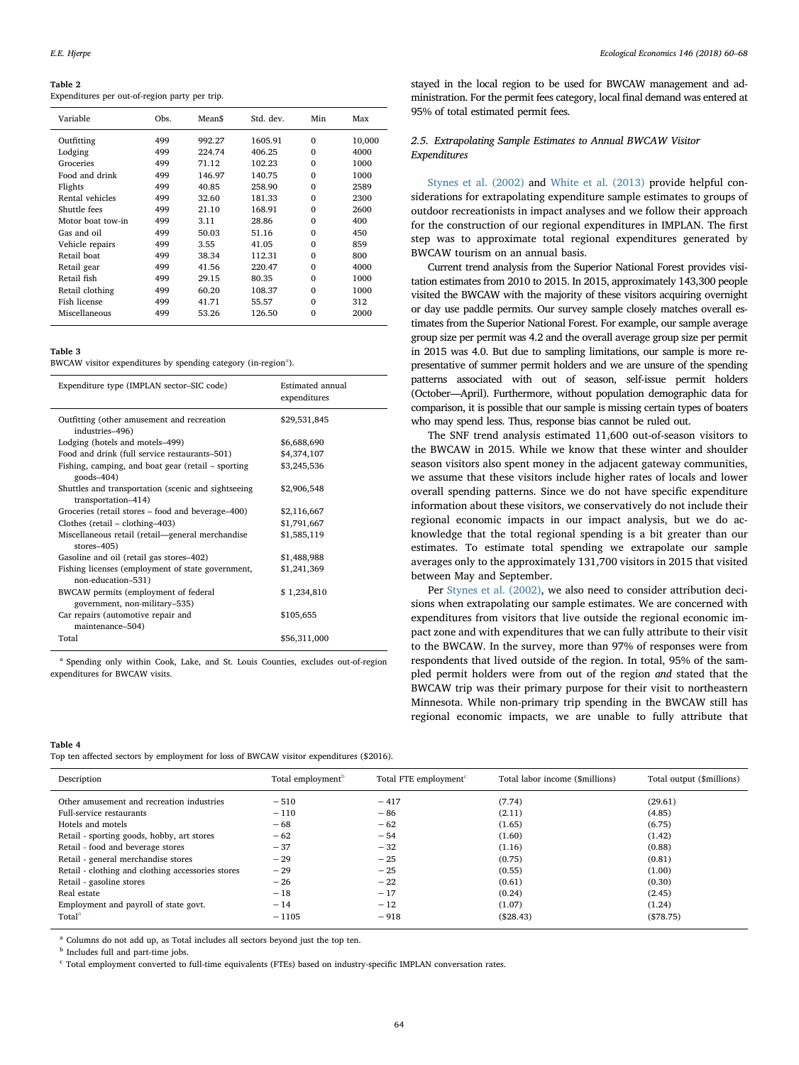**Table 2**
Expenditures per out-of-region party per trip.

| Variable | Obs. | Mean$ | Std. dev. | Min | Max |
|---|---|---|---|---|---|
| Outfitting | 499 | 992.27 | 1605.91 | 0 | 10,000 |
| Lodging | 499 | 224.74 | 406.25 | 0 | 4000 |
| Groceries | 499 | 71.12 | 102.23 | 0 | 1000 |
| Food and drink | 499 | 146.97 | 140.75 | 0 | 1000 |
| Flights | 499 | 40.85 | 258.90 | 0 | 2589 |
| Rental vehicles | 499 | 32.60 | 181.33 | 0 | 2300 |
| Shuttle fees | 499 | 21.10 | 168.91 | 0 | 2600 |
| Motor boat tow-in | 499 | 3.11 | 28.86 | 0 | 400 |
| Gas and oil | 499 | 50.03 | 51.16 | 0 | 450 |
| Vehicle repairs | 499 | 3.55 | 41.05 | 0 | 859 |
| Retail boat | 499 | 38.34 | 112.31 | 0 | 800 |
| Retail gear | 499 | 41.56 | 220.47 | 0 | 4000 |
| Retail fish | 499 | 29.15 | 80.35 | 0 | 1000 |
| Retail clothing | 499 | 60.20 | 108.37 | 0 | 1000 |
| Fish license | 499 | 41.71 | 55.57 | 0 | 312 |
| Miscellaneous | 499 | 53.26 | 126.50 | 0 | 2000 |

**Table 3**
BWCAW visitor expenditures by spending category (in-region[a]).

| Expenditure type (IMPLAN sector–SIC code) | Estimated annual expenditures |
|---|---|
| Outfitting (other amusement and recreation industries–496) | $29,531,845 |
| Lodging (hotels and motels–499) | $6,688,690 |
| Food and drink (full service restaurants–501) | $4,374,107 |
| Fishing, camping, and boat gear (retail – sporting goods–404) | $3,245,536 |
| Shuttles and transportation (scenic and sightseeing transportation–414) | $2,906,548 |
| Groceries (retail stores – food and beverage–400) | $2,116,667 |
| Clothes (retail – clothing–403) | $1,791,667 |
| Miscellaneous retail (retail—general merchandise stores–405) | $1,585,119 |
| Gasoline and oil (retail gas stores–402) | $1,488,988 |
| Fishing licenses (employment of state government, non-education–531) | $1,241,369 |
| BWCAW permits (employment of federal government, non-military–535) | $ 1,234,810 |
| Car repairs (automotive repair and maintenance–504) | $105,655 |
| Total | $56,311,000 |

[a] Spending only within Cook, Lake, and St. Louis Counties, excludes out-of-region expenditures for BWCAW visits.

stayed in the local region to be used for BWCAW management and administration. For the permit fees category, local final demand was entered at 95% of total estimated permit fees.

### 2.5. Extrapolating Sample Estimates to Annual BWCAW Visitor Expenditures

Stynes et al. (2002) and White et al. (2013) provide helpful considerations for extrapolating expenditure sample estimates to groups of outdoor recreationists in impact analyses and we follow their approach for the construction of our regional expenditures in IMPLAN. The first step was to approximate total regional expenditures generated by BWCAW tourism on an annual basis.

Current trend analysis from the Superior National Forest provides visitation estimates from 2010 to 2015. In 2015, approximately 143,300 people visited the BWCAW with the majority of these visitors acquiring overnight or day use paddle permits. Our survey sample closely matches overall estimates from the Superior National Forest. For example, our sample average group size per permit was 4.2 and the overall average group size per permit in 2015 was 4.0. But due to sampling limitations, our sample is more representative of summer permit holders and we are unsure of the spending patterns associated with out of season, self-issue permit holders (October—April). Furthermore, without population demographic data for comparison, it is possible that our sample is missing certain types of boaters who may spend less. Thus, response bias cannot be ruled out.

The SNF trend analysis estimated 11,600 out-of-season visitors to the BWCAW in 2015. While we know that these winter and shoulder season visitors also spent money in the adjacent gateway communities, we assume that these visitors include higher rates of locals and lower overall spending patterns. Since we do not have specific expenditure information about these visitors, we conservatively do not include their regional economic impacts in our impact analysis, but we do acknowledge that the total regional spending is a bit greater than our estimates. To estimate total spending we extrapolate our sample averages only to the approximately 131,700 visitors in 2015 that visited between May and September.

Per Stynes et al. (2002), we also need to consider attribution decisions when extrapolating our sample estimates. We are concerned with expenditures from visitors that live outside the regional economic impact zone and with expenditures that we can fully attribute to their visit to the BWCAW. In the survey, more than 97% of responses were from respondents that lived outside of the region. In total, 95% of the sampled permit holders were from out of the region *and* stated that the BWCAW trip was their primary purpose for their visit to northeastern Minnesota. While non-primary trip spending in the BWCAW still has regional economic impacts, we are unable to fully attribute that

**Table 4**
Top ten affected sectors by employment for loss of BWCAW visitor expenditures ($2016).

| Description | Total employment[b] | Total FTE employment[c] | Total labor income ($millions) | Total output ($millions) |
|---|---|---|---|---|
| Other amusement and recreation industries | −510 | −417 | (7.74) | (29.61) |
| Full-service restaurants | −110 | −86 | (2.11) | (4.85) |
| Hotels and motels | −68 | −62 | (1.65) | (6.75) |
| Retail - sporting goods, hobby, art stores | −62 | −54 | (1.60) | (1.42) |
| Retail - food and beverage stores | −37 | −32 | (1.16) | (0.88) |
| Retail - general merchandise stores | −29 | −25 | (0.75) | (0.81) |
| Retail - clothing and clothing accessories stores | −29 | −25 | (0.55) | (1.00) |
| Retail - gasoline stores | −26 | −22 | (0.61) | (0.30) |
| Real estate | −18 | −17 | (0.24) | (2.45) |
| Employment and payroll of state govt. | −14 | −12 | (1.07) | (1.24) |
| Total[a] | −1105 | −918 | ($28.43) | ($78.75) |

[a] Columns do not add up, as Total includes all sectors beyond just the top ten.

[b] Includes full and part-time jobs.

[c] Total employment converted to full-time equivalents (FTEs) based on industry-specific IMPLAN conversation rates.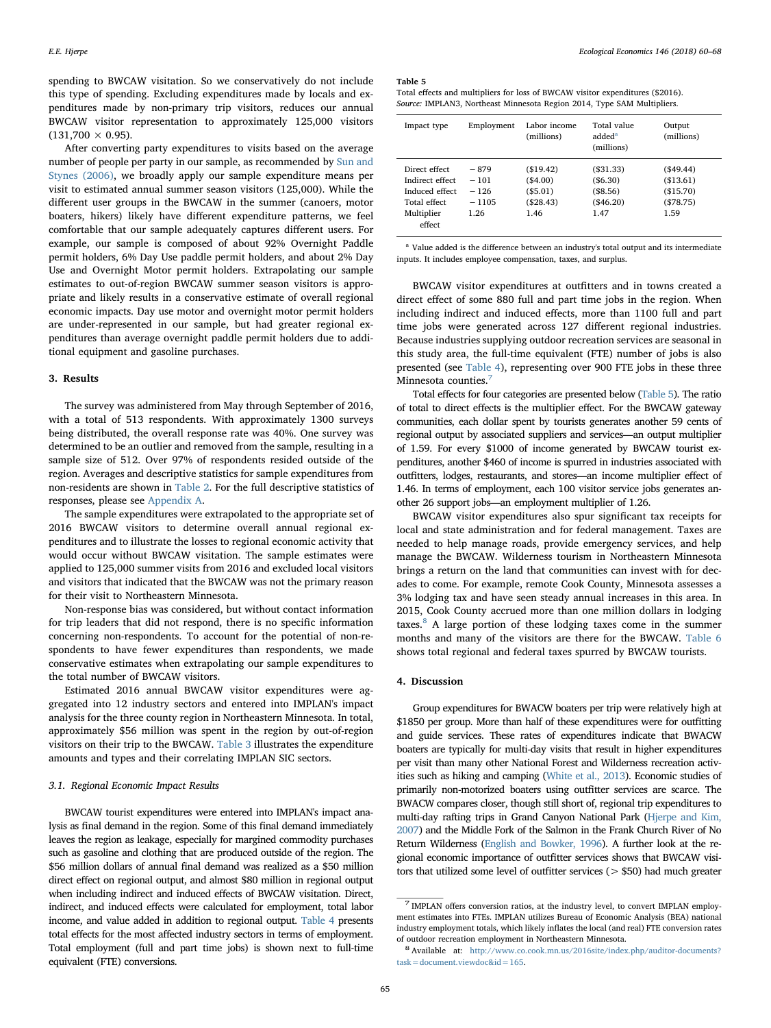spending to BWCAW visitation. So we conservatively do not include this type of spending. Excluding expenditures made by locals and expenditures made by non-primary trip visitors, reduces our annual BWCAW visitor representation to approximately 125,000 visitors (131,700 × 0.95).

After converting party expenditures to visits based on the average number of people per party in our sample, as recommended by Sun and Stynes (2006), we broadly apply our sample expenditure means per visit to estimated annual summer season visitors (125,000). While the different user groups in the BWCAW in the summer (canoers, motor boaters, hikers) likely have different expenditure patterns, we feel comfortable that our sample adequately captures different users. For example, our sample is composed of about 92% Overnight Paddle permit holders, 6% Day Use paddle permit holders, and about 2% Day Use and Overnight Motor permit holders. Extrapolating our sample estimates to out-of-region BWCAW summer season visitors is appropriate and likely results in a conservative estimate of overall regional economic impacts. Day use motor and overnight motor permit holders are under-represented in our sample, but had greater regional expenditures than average overnight paddle permit holders due to additional equipment and gasoline purchases.

## 3. Results

The survey was administered from May through September of 2016, with a total of 513 respondents. With approximately 1300 surveys being distributed, the overall response rate was 40%. One survey was determined to be an outlier and removed from the sample, resulting in a sample size of 512. Over 97% of respondents resided outside of the region. Averages and descriptive statistics for sample expenditures from non-residents are shown in Table 2. For the full descriptive statistics of responses, please see Appendix A.

The sample expenditures were extrapolated to the appropriate set of 2016 BWCAW visitors to determine overall annual regional expenditures and to illustrate the losses to regional economic activity that would occur without BWCAW visitation. The sample estimates were applied to 125,000 summer visits from 2016 and excluded local visitors and visitors that indicated that the BWCAW was not the primary reason for their visit to Northeastern Minnesota.

Non-response bias was considered, but without contact information for trip leaders that did not respond, there is no specific information concerning non-respondents. To account for the potential of non-respondents to have fewer expenditures than respondents, we made conservative estimates when extrapolating our sample expenditures to the total number of BWCAW visitors.

Estimated 2016 annual BWCAW visitor expenditures were aggregated into 12 industry sectors and entered into IMPLAN's impact analysis for the three county region in Northeastern Minnesota. In total, approximately $56 million was spent in the region by out-of-region visitors on their trip to the BWCAW. Table 3 illustrates the expenditure amounts and types and their correlating IMPLAN SIC sectors.

### 3.1. Regional Economic Impact Results

BWCAW tourist expenditures were entered into IMPLAN's impact analysis as final demand in the region. Some of this final demand immediately leaves the region as leakage, especially for margined commodity purchases such as gasoline and clothing that are produced outside of the region. The $56 million dollars of annual final demand was realized as a $50 million direct effect on regional output, and almost $80 million in regional output when including indirect and induced effects of BWCAW visitation. Direct, indirect, and induced effects were calculated for employment, total labor income, and value added in addition to regional output. Table 4 presents total effects for the most affected industry sectors in terms of employment. Total employment (full and part time jobs) is shown next to full-time equivalent (FTE) conversions.

**Table 5**
Total effects and multipliers for loss of BWCAW visitor expenditures ($2016).
*Source:* IMPLAN3, Northeast Minnesota Region 2014, Type SAM Multipliers.

| Impact type | Employment | Labor income (millions) | Total value added[a] (millions) | Output (millions) |
|---|---|---|---|---|
| Direct effect | − 879 | ($19.42) | ($31.33) | ($49.44) |
| Indirect effect | − 101 | ($4.00) | ($6.30) | ($13.61) |
| Induced effect | − 126 | ($5.01) | ($8.56) | ($15.70) |
| Total effect | − 1105 | ($28.43) | ($46.20) | ($78.75) |
| Multiplier effect | 1.26 | 1.46 | 1.47 | 1.59 |

[a] Value added is the difference between an industry's total output and its intermediate inputs. It includes employee compensation, taxes, and surplus.

BWCAW visitor expenditures at outfitters and in towns created a direct effect of some 880 full and part time jobs in the region. When including indirect and induced effects, more than 1100 full and part time jobs were generated across 127 different regional industries. Because industries supplying outdoor recreation services are seasonal in this study area, the full-time equivalent (FTE) number of jobs is also presented (see Table 4), representing over 900 FTE jobs in these three Minnesota counties.[7]

Total effects for four categories are presented below (Table 5). The ratio of total to direct effects is the multiplier effect. For the BWCAW gateway communities, each dollar spent by tourists generates another 59 cents of regional output by associated suppliers and services—an output multiplier of 1.59. For every $1000 of income generated by BWCAW tourist expenditures, another $460 of income is spurred in industries associated with outfitters, lodges, restaurants, and stores—an income multiplier effect of 1.46. In terms of employment, each 100 visitor service jobs generates another 26 support jobs—an employment multiplier of 1.26.

BWCAW visitor expenditures also spur significant tax receipts for local and state administration and for federal management. Taxes are needed to help manage roads, provide emergency services, and help manage the BWCAW. Wilderness tourism in Northeastern Minnesota brings a return on the land that communities can invest with for decades to come. For example, remote Cook County, Minnesota assesses a 3% lodging tax and have seen steady annual increases in this area. In 2015, Cook County accrued more than one million dollars in lodging taxes.[8] A large portion of these lodging taxes come in the summer months and many of the visitors are there for the BWCAW. Table 6 shows total regional and federal taxes spurred by BWCAW tourists.

## 4. Discussion

Group expenditures for BWACW boaters per trip were relatively high at $1850 per group. More than half of these expenditures were for outfitting and guide services. These rates of expenditures indicate that BWACW boaters are typically for multi-day visits that result in higher expenditures per visit than many other National Forest and Wilderness recreation activities such as hiking and camping (White et al., 2013). Economic studies of primarily non-motorized boaters using outfitter services are scarce. The BWACW compares closer, though still short of, regional trip expenditures to multi-day rafting trips in Grand Canyon National Park (Hjerpe and Kim, 2007) and the Middle Fork of the Salmon in the Frank Church River of No Return Wilderness (English and Bowker, 1996). A further look at the regional economic importance of outfitter services shows that BWCAW visitors that utilized some level of outfitter services (> $50) had much greater

[7] IMPLAN offers conversion ratios, at the industry level, to convert IMPLAN employment estimates into FTEs. IMPLAN utilizes Bureau of Economic Analysis (BEA) national industry employment totals, which likely inflates the local (and real) FTE conversion rates of outdoor recreation employment in Northeastern Minnesota.

[8] Available at: http://www.co.cook.mn.us/2016site/index.php/auditor-documents?task=document.viewdoc&id=165.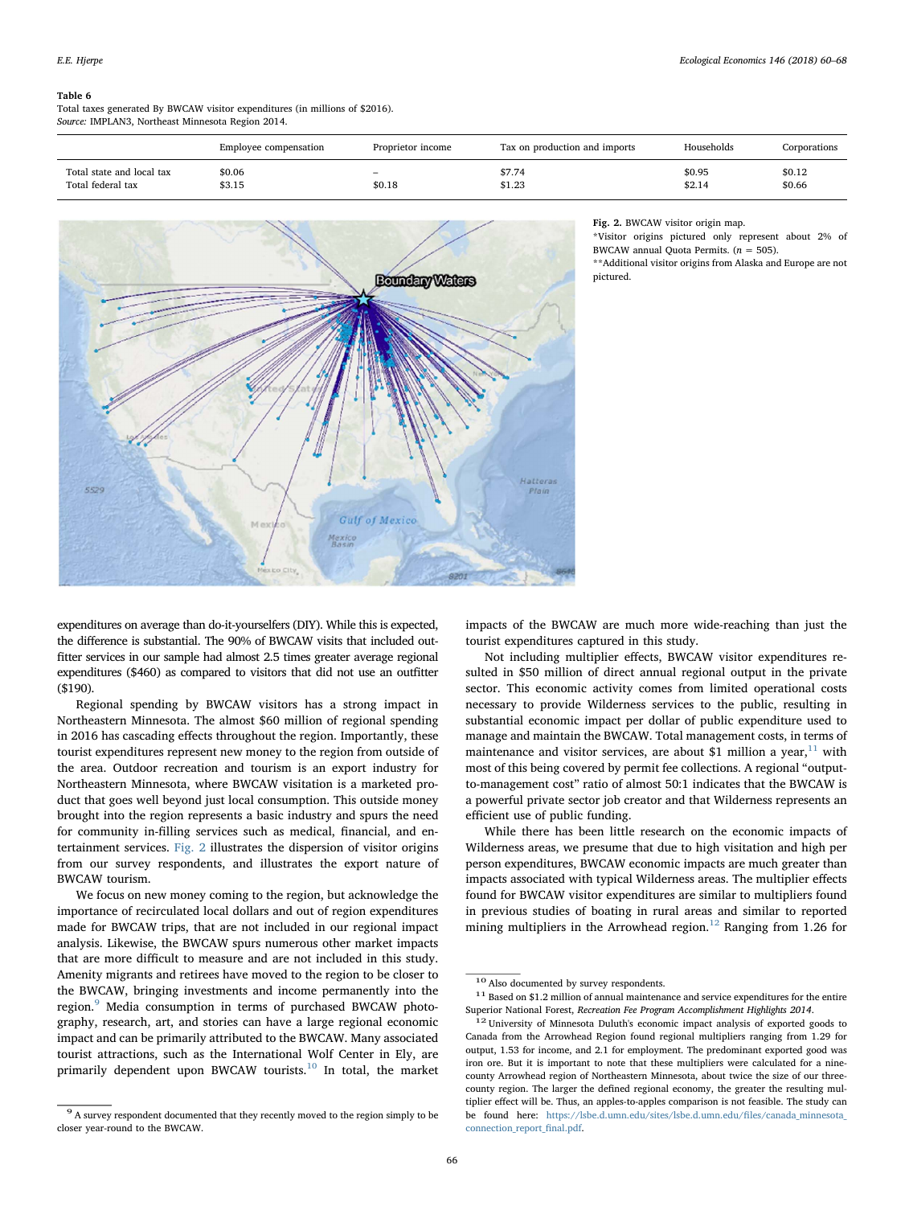**Table 6**
Total taxes generated By BWCAW visitor expenditures (in millions of $2016).
*Source:* IMPLAN3, Northeast Minnesota Region 2014.

| | Employee compensation | Proprietor income | Tax on production and imports | Households | Corporations |
|---|---|---|---|---|---|
| Total state and local tax | $0.06 | – | $7.74 | $0.95 | $0.12 |
| Total federal tax | $3.15 | $0.18 | $1.23 | $2.14 | $0.66 |

**Fig. 2.** BWCAW visitor origin map.
*Visitor origins pictured only represent about 2% of BWCAW annual Quota Permits. ($n = 505$).
**Additional visitor origins from Alaska and Europe are not pictured.

expenditures on average than do-it-yourselfers (DIY). While this is expected, the difference is substantial. The 90% of BWCAW visits that included outfitter services in our sample had almost 2.5 times greater average regional expenditures ($460) as compared to visitors that did not use an outfitter ($190).

Regional spending by BWCAW visitors has a strong impact in Northeastern Minnesota. The almost $60 million of regional spending in 2016 has cascading effects throughout the region. Importantly, these tourist expenditures represent new money to the region from outside of the area. Outdoor recreation and tourism is an export industry for Northeastern Minnesota, where BWCAW visitation is a marketed product that goes well beyond just local consumption. This outside money brought into the region represents a basic industry and spurs the need for community in-filling services such as medical, financial, and entertainment services. Fig. 2 illustrates the dispersion of visitor origins from our survey respondents, and illustrates the export nature of BWCAW tourism.

We focus on new money coming to the region, but acknowledge the importance of recirculated local dollars and out of region expenditures made for BWCAW trips, that are not included in our regional impact analysis. Likewise, the BWCAW spurs numerous other market impacts that are more difficult to measure and are not included in this study. Amenity migrants and retirees have moved to the region to be closer to the BWCAW, bringing investments and income permanently into the region.[9] Media consumption in terms of purchased BWCAW photography, research, art, and stories can have a large regional economic impact and can be primarily attributed to the BWCAW. Many associated tourist attractions, such as the International Wolf Center in Ely, are primarily dependent upon BWCAW tourists.[10] In total, the market impacts of the BWCAW are much more wide-reaching than just the tourist expenditures captured in this study.

Not including multiplier effects, BWCAW visitor expenditures resulted in $50 million of direct annual regional output in the private sector. This economic activity comes from limited operational costs necessary to provide Wilderness services to the public, resulting in substantial economic impact per dollar of public expenditure used to manage and maintain the BWCAW. Total management costs, in terms of maintenance and visitor services, are about $1 million a year,[11] with most of this being covered by permit fee collections. A regional "output-to-management cost" ratio of almost 50:1 indicates that the BWCAW is a powerful private sector job creator and that Wilderness represents an efficient use of public funding.

While there has been little research on the economic impacts of Wilderness areas, we presume that due to high visitation and high per person expenditures, BWCAW economic impacts are much greater than impacts associated with typical Wilderness areas. The multiplier effects found for BWCAW visitor expenditures are similar to multipliers found in previous studies of boating in rural areas and similar to reported mining multipliers in the Arrowhead region.[12] Ranging from 1.26 for

[9] A survey respondent documented that they recently moved to the region simply to be closer year-round to the BWCAW.

[10] Also documented by survey respondents.

[11] Based on $1.2 million of annual maintenance and service expenditures for the entire Superior National Forest, *Recreation Fee Program Accomplishment Highlights 2014*.

[12] University of Minnesota Duluth's economic impact analysis of exported goods to Canada from the Arrowhead Region found regional multipliers ranging from 1.29 for output, 1.53 for income, and 2.1 for employment. The predominant exported good was iron ore. But it is important to note that these multipliers were calculated for a nine-county Arrowhead region of Northeastern Minnesota, about twice the size of our three-county region. The larger the defined regional economy, the greater the resulting multiplier effect will be. Thus, an apples-to-apples comparison is not feasible. The study can be found here: https://lsbe.d.umn.edu/sites/lsbe.d.umn.edu/files/canada_minnesota_connection_report_final.pdf.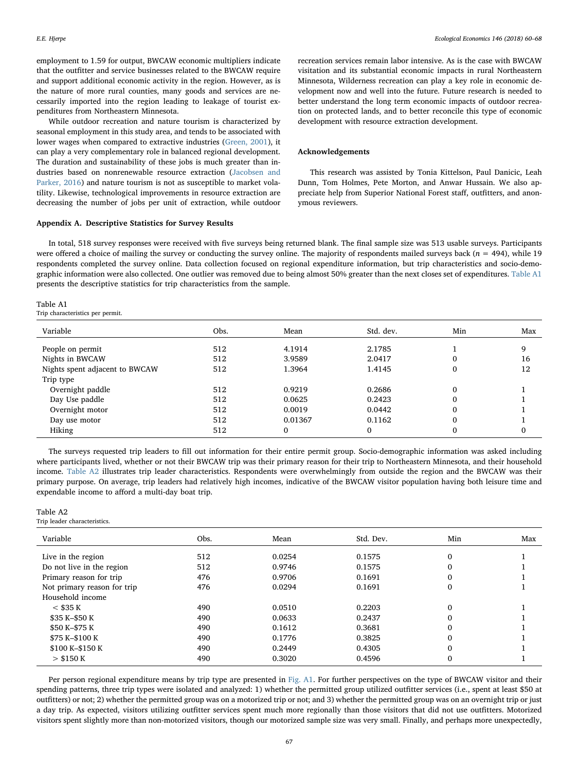employment to 1.59 for output, BWCAW economic multipliers indicate that the outfitter and service businesses related to the BWCAW require and support additional economic activity in the region. However, as is the nature of more rural counties, many goods and services are necessarily imported into the region leading to leakage of tourist expenditures from Northeastern Minnesota.

While outdoor recreation and nature tourism is characterized by seasonal employment in this study area, and tends to be associated with lower wages when compared to extractive industries (Green, 2001), it can play a very complementary role in balanced regional development. The duration and sustainability of these jobs is much greater than industries based on nonrenewable resource extraction (Jacobsen and Parker, 2016) and nature tourism is not as susceptible to market volatility. Likewise, technological improvements in resource extraction are decreasing the number of jobs per unit of extraction, while outdoor recreation services remain labor intensive. As is the case with BWCAW visitation and its substantial economic impacts in rural Northeastern Minnesota, Wilderness recreation can play a key role in economic development now and well into the future. Future research is needed to better understand the long term economic impacts of outdoor recreation on protected lands, and to better reconcile this type of economic development with resource extraction development.

## Acknowledgements

This research was assisted by Tonia Kittelson, Paul Danicic, Leah Dunn, Tom Holmes, Pete Morton, and Anwar Hussain. We also appreciate help from Superior National Forest staff, outfitters, and anonymous reviewers.

## Appendix A. Descriptive Statistics for Survey Results

In total, 518 survey responses were received with five surveys being returned blank. The final sample size was 513 usable surveys. Participants were offered a choice of mailing the survey or conducting the survey online. The majority of respondents mailed surveys back ($n = 494$), while 19 respondents completed the survey online. Data collection focused on regional expenditure information, but trip characteristics and socio-demographic information were also collected. One outlier was removed due to being almost 50% greater than the next closes set of expenditures. Table A1 presents the descriptive statistics for trip characteristics from the sample.

Table A1
Trip characteristics per permit.

| Variable | Obs. | Mean | Std. dev. | Min | Max |
|---|---|---|---|---|---|
| People on permit | 512 | 4.1914 | 2.1785 | 1 | 9 |
| Nights in BWCAW | 512 | 3.9589 | 2.0417 | 0 | 16 |
| Nights spent adjacent to BWCAW | 512 | 1.3964 | 1.4145 | 0 | 12 |
| Trip type | | | | | |
| Overnight paddle | 512 | 0.9219 | 0.2686 | 0 | 1 |
| Day Use paddle | 512 | 0.0625 | 0.2423 | 0 | 1 |
| Overnight motor | 512 | 0.0019 | 0.0442 | 0 | 1 |
| Day use motor | 512 | 0.01367 | 0.1162 | 0 | 1 |
| Hiking | 512 | 0 | 0 | 0 | 0 |

The surveys requested trip leaders to fill out information for their entire permit group. Socio-demographic information was asked including where participants lived, whether or not their BWCAW trip was their primary reason for their trip to Northeastern Minnesota, and their household income. Table A2 illustrates trip leader characteristics. Respondents were overwhelmingly from outside the region and the BWCAW was their primary purpose. On average, trip leaders had relatively high incomes, indicative of the BWCAW visitor population having both leisure time and expendable income to afford a multi-day boat trip.

Table A2
Trip leader characteristics.

| Variable | Obs. | Mean | Std. Dev. | Min | Max |
|---|---|---|---|---|---|
| Live in the region | 512 | 0.0254 | 0.1575 | 0 | 1 |
| Do not live in the region | 512 | 0.9746 | 0.1575 | 0 | 1 |
| Primary reason for trip | 476 | 0.9706 | 0.1691 | 0 | 1 |
| Not primary reason for trip | 476 | 0.0294 | 0.1691 | 0 | 1 |
| Household income | | | | | |
| < $35 K | 490 | 0.0510 | 0.2203 | 0 | 1 |
| $35 K–$50 K | 490 | 0.0633 | 0.2437 | 0 | 1 |
| $50 K–$75 K | 490 | 0.1612 | 0.3681 | 0 | 1 |
| $75 K–$100 K | 490 | 0.1776 | 0.3825 | 0 | 1 |
| $100 K–$150 K | 490 | 0.2449 | 0.4305 | 0 | 1 |
| > $150 K | 490 | 0.3020 | 0.4596 | 0 | 1 |

Per person regional expenditure means by trip type are presented in Fig. A1. For further perspectives on the type of BWCAW visitor and their spending patterns, three trip types were isolated and analyzed: 1) whether the permitted group utilized outfitter services (i.e., spent at least $50 at outfitters) or not; 2) whether the permitted group was on a motorized trip or not; and 3) whether the permitted group was on an overnight trip or just a day trip. As expected, visitors utilizing outfitter services spent much more regionally than those visitors that did not use outfitters. Motorized visitors spent slightly more than non-motorized visitors, though our motorized sample size was very small. Finally, and perhaps more unexpectedly,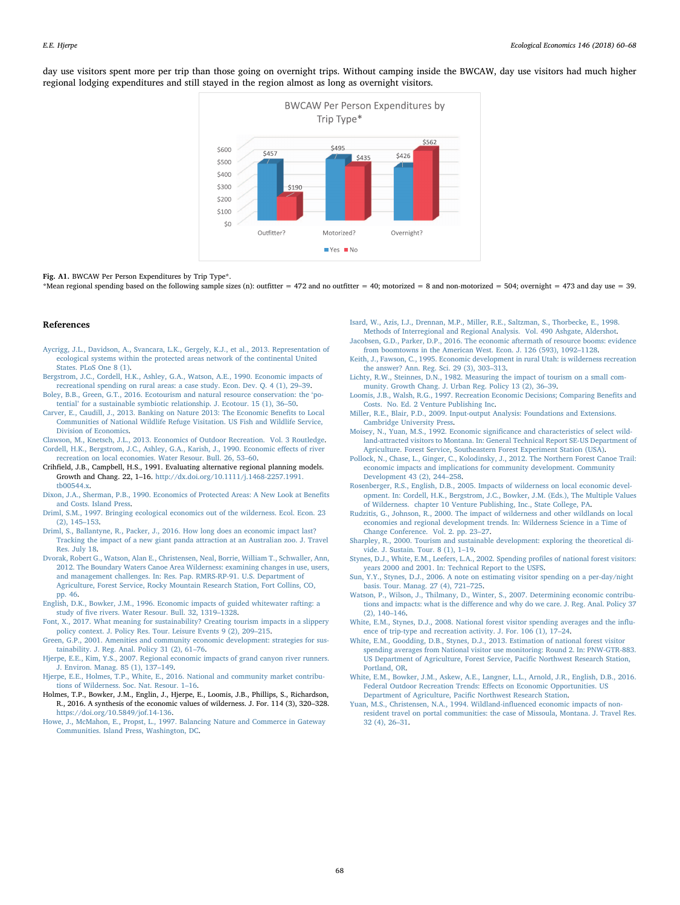day use visitors spent more per trip than those going on overnight trips. Without camping inside the BWCAW, day use visitors had much higher regional lodging expenditures and still stayed in the region almost as long as overnight visitors.

BWCAW Per Person Expenditures by Trip Type*

$600
$500
$400
$300
$200
$100
$0

$457
$190
$495
$435
$426
$562

Outfitter?
Motorized?
Overnight?

Yes No

**Fig. A1.** BWCAW Per Person Expenditures by Trip Type*.
*Mean regional spending based on the following sample sizes (n): outfitter = 472 and no outfitter = 40; motorized = 8 and non-motorized = 504; overnight = 473 and day use = 39.

## References

Aycrigg, J.L., Davidson, A., Svancara, L.K., Gergely, K.J., et al., 2013. Representation of ecological systems within the protected areas network of the continental United States. PLoS One 8 (1).

Bergstrom, J.C., Cordell, H.K., Ashley, G.A., Watson, A.E., 1990. Economic impacts of recreational spending on rural areas: a case study. Econ. Dev. Q. 4 (1), 29–39.

Boley, B.B., Green, G.T., 2016. Ecotourism and natural resource conservation: the 'potential' for a sustainable symbiotic relationship. J. Ecotour. 15 (1), 36–50.

Carver, E., Caudill, J., 2013. Banking on Nature 2013: The Economic Benefits to Local Communities of National Wildlife Refuge Visitation. US Fish and Wildlife Service, Division of Economics.

Clawson, M., Knetsch, J.L., 2013. Economics of Outdoor Recreation. Vol. 3 Routledge.

Cordell, H.K., Bergstrom, J.C., Ashley, G.A., Karish, J., 1990. Economic effects of river recreation on local economies. Water Resour. Bull. 26, 53–60.

Crihfield, J.B., Campbell, H.S., 1991. Evaluating alternative regional planning models. Growth and Chang. 22, 1–16. http://dx.doi.org/10.1111/j.1468-2257.1991.tb00544.x.

Dixon, J.A., Sherman, P.B., 1990. Economics of Protected Areas: A New Look at Benefits and Costs. Island Press.

Driml, S.M., 1997. Bringing ecological economics out of the wilderness. Ecol. Econ. 23 (2), 145–153.

Driml, S., Ballantyne, R., Packer, J., 2016. How long does an economic impact last? Tracking the impact of a new giant panda attraction at an Australian zoo. J. Travel Res. July 18.

Dvorak, Robert G., Watson, Alan E., Christensen, Neal, Borrie, William T., Schwaller, Ann, 2012. The Boundary Waters Canoe Area Wilderness: examining changes in use, users, and management challenges. In: Res. Pap. RMRS-RP-91. U.S. Department of Agriculture, Forest Service, Rocky Mountain Research Station, Fort Collins, CO, pp. 46.

English, D.K., Bowker, J.M., 1996. Economic impacts of guided whitewater rafting: a study of five rivers. Water Resour. Bull. 32, 1319–1328.

Font, X., 2017. What meaning for sustainability? Creating tourism impacts in a slippery policy context. J. Policy Res. Tour. Leisure Events 9 (2), 209–215.

Green, G.P., 2001. Amenities and community economic development: strategies for sustainability. J. Reg. Anal. Policy 31 (2), 61–76.

Hjerpe, E.E., Kim, Y.S., 2007. Regional economic impacts of grand canyon river runners. J. Environ. Manag. 85 (1), 137–149.

Hjerpe, E.E., Holmes, T.P., White, E., 2016. National and community market contributions of Wilderness. Soc. Nat. Resour. 1–16.

Holmes, T.P., Bowker, J.M., Englin, J., Hjerpe, E., Loomis, J.B., Phillips, S., Richardson, R., 2016. A synthesis of the economic values of wilderness. J. For. 114 (3), 320–328. https://doi.org/10.5849/jof.14-136.

Howe, J., McMahon, E., Propst, L., 1997. Balancing Nature and Commerce in Gateway Communities. Island Press, Washington, DC.

Isard, W., Azis, I.J., Drennan, M.P., Miller, R.E., Saltzman, S., Thorbecke, E., 1998. Methods of Interregional and Regional Analysis. Vol. 490 Ashgate, Aldershot.

Jacobsen, G.D., Parker, D.P., 2016. The economic aftermath of resource booms: evidence from boomtowns in the American West. Econ. J. 126 (593), 1092–1128.

Keith, J., Fawson, C., 1995. Economic development in rural Utah: is wilderness recreation the answer? Ann. Reg. Sci. 29 (3), 303–313.

Lichty, R.W., Steinnes, D.N., 1982. Measuring the impact of tourism on a small community. Growth Chang. J. Urban Reg. Policy 13 (2), 36–39.

Loomis, J.B., Walsh, R.G., 1997. Recreation Economic Decisions; Comparing Benefits and Costs. No. Ed. 2 Venture Publishing Inc.

Miller, R.E., Blair, P.D., 2009. Input-output Analysis: Foundations and Extensions. Cambridge University Press.

Moisey, N., Yuan, M.S., 1992. Economic significance and characteristics of select wildland-attracted visitors to Montana. In: General Technical Report SE-US Department of Agriculture. Forest Service, Southeastern Forest Experiment Station (USA).

Pollock, N., Chase, L., Ginger, C., Kolodinsky, J., 2012. The Northern Forest Canoe Trail: economic impacts and implications for community development. Community Development 43 (2), 244–258.

Rosenberger, R.S., English, D.B., 2005. Impacts of wilderness on local economic development. In: Cordell, H.K., Bergstrom, J.C., Bowker, J.M. (Eds.), The Multiple Values of Wilderness. chapter 10 Venture Publishing, Inc., State College, PA.

Rudzitis, G., Johnson, R., 2000. The impact of wilderness and other wildlands on local economies and regional development trends. In: Wilderness Science in a Time of Change Conference. Vol. 2. pp. 23–27.

Sharpley, R., 2000. Tourism and sustainable development: exploring the theoretical divide. J. Sustain. Tour. 8 (1), 1–19.

Stynes, D.J., White, E.M., Leefers, L.A., 2002. Spending profiles of national forest visitors: years 2000 and 2001. In: Technical Report to the USFS.

Sun, Y.Y., Stynes, D.J., 2006. A note on estimating visitor spending on a per-day/night basis. Tour. Manag. 27 (4), 721–725.

Watson, P., Wilson, J., Thilmany, D., Winter, S., 2007. Determining economic contributions and impacts: what is the difference and why do we care. J. Reg. Anal. Policy 37 (2), 140–146.

White, E.M., Stynes, D.J., 2008. National forest visitor spending averages and the influence of trip-type and recreation activity. J. For. 106 (1), 17–24.

White, E.M., Goodding, D.B., Stynes, D.J., 2013. Estimation of national forest visitor spending averages from National visitor use monitoring: Round 2. In: PNW-GTR-883. US Department of Agriculture, Forest Service, Pacific Northwest Research Station, Portland, OR.

White, E.M., Bowker, J.M., Askew, A.E., Langner, L.L., Arnold, J.R., English, D.B., 2016. Federal Outdoor Recreation Trends: Effects on Economic Opportunities. US Department of Agriculture, Forest Service, Pacific Northwest Research Station.

Yuan, M.S., Christensen, N.A., 1994. Wildland-influenced economic impacts of nonresident travel on portal communities: the case of Missoula, Montana. J. Travel Res. 32 (4), 26–31.